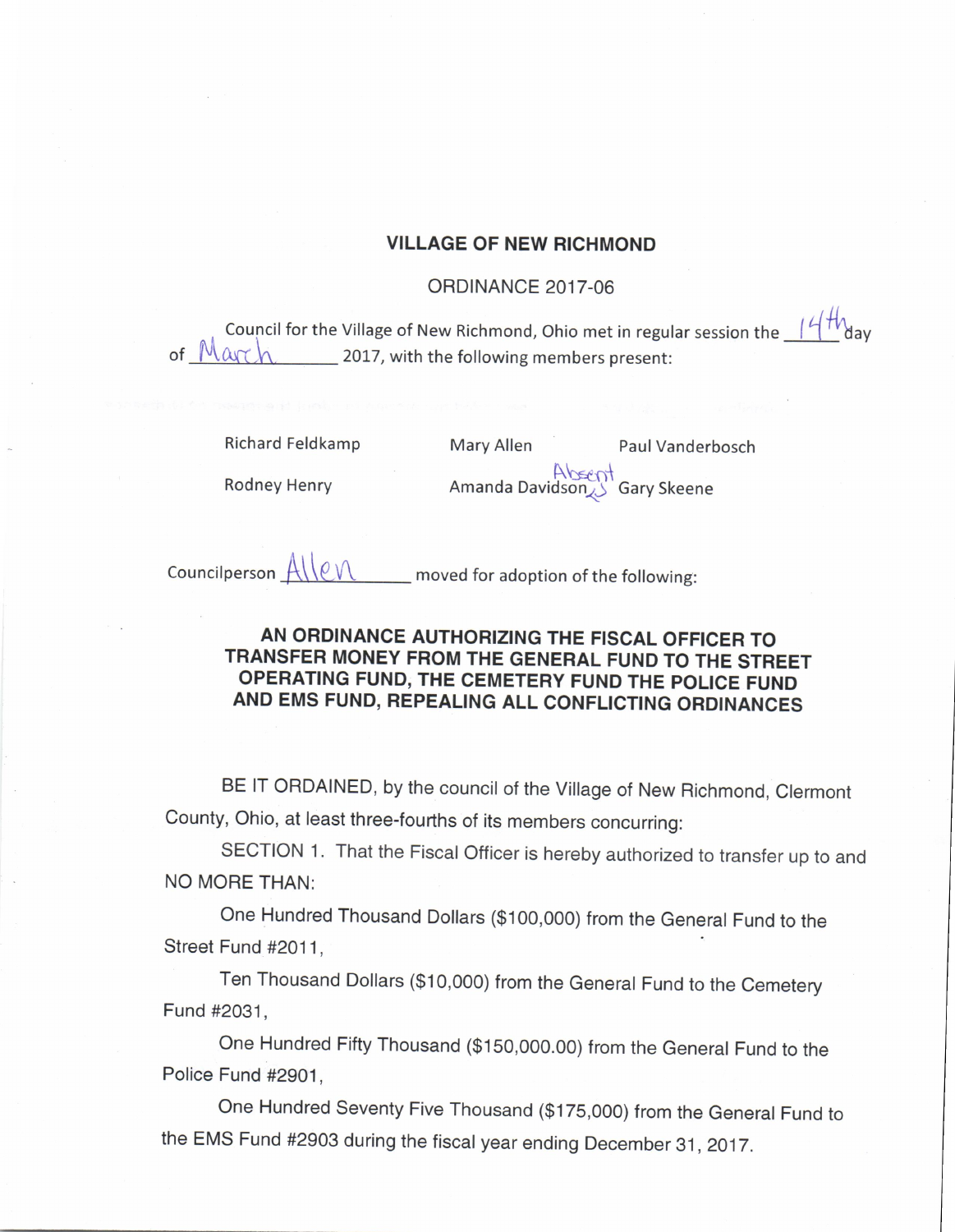## VILLAGE OF NEW RICHMOND

ORDINANCE 2017-06

Council for the Village of New Richmond, Ohio met in regular session the 14th day of March 2017, with the following members present:

| | | |
|---|---|---|
| Richard Feldkamp | Mary Allen | Paul Vanderbosch |
| Rodney Henry | Amanda Davidson (Absent) | Gary Skeene |

Councilperson Allen moved for adoption of the following:

### AN ORDINANCE AUTHORIZING THE FISCAL OFFICER TO TRANSFER MONEY FROM THE GENERAL FUND TO THE STREET OPERATING FUND, THE CEMETERY FUND THE POLICE FUND AND EMS FUND, REPEALING ALL CONFLICTING ORDINANCES

BE IT ORDAINED, by the council of the Village of New Richmond, Clermont County, Ohio, at least three-fourths of its members concurring:

SECTION 1. That the Fiscal Officer is hereby authorized to transfer up to and NO MORE THAN:

One Hundred Thousand Dollars ($100,000) from the General Fund to the Street Fund #2011,

Ten Thousand Dollars ($10,000) from the General Fund to the Cemetery Fund #2031,

One Hundred Fifty Thousand ($150,000.00) from the General Fund to the Police Fund #2901,

One Hundred Seventy Five Thousand ($175,000) from the General Fund to the EMS Fund #2903 during the fiscal year ending December 31, 2017.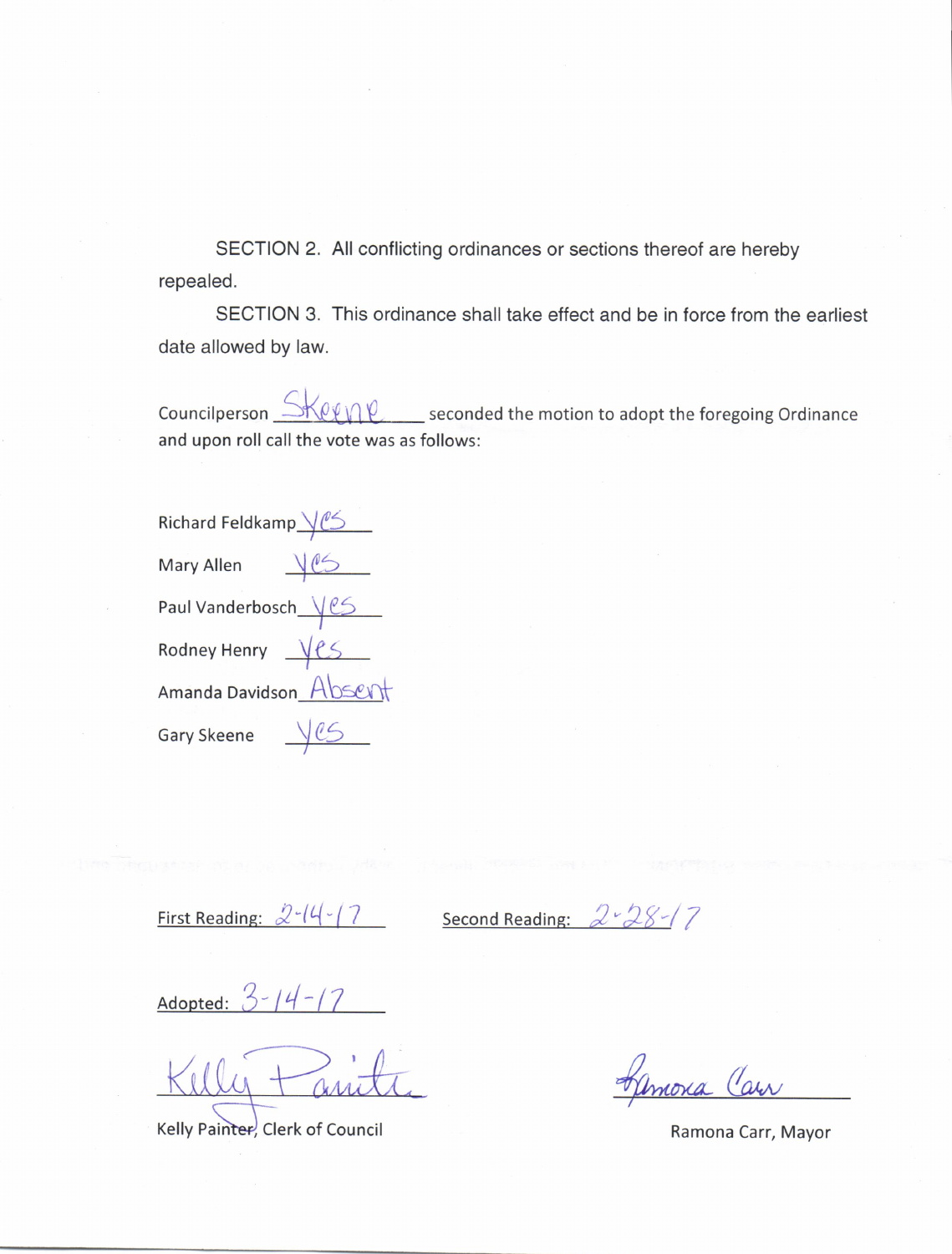SECTION 2. All conflicting ordinances or sections thereof are hereby repealed.

SECTION 3. This ordinance shall take effect and be in force from the earliest date allowed by law.

Councilperson Skeene seconded the motion to adopt the foregoing Ordinance and upon roll call the vote was as follows:

Richard Feldkamp Yes

Mary Allen Yes

Paul Vanderbosch Yes

Rodney Henry Yes

Amanda Davidson Absent

Gary Skeene Yes

First Reading: 2-14-17

Second Reading: 2-28-17

Adopted: 3-14-17

Kelly Painter

Kelly Painter, Clerk of Council

Ramona Carr

Ramona Carr, Mayor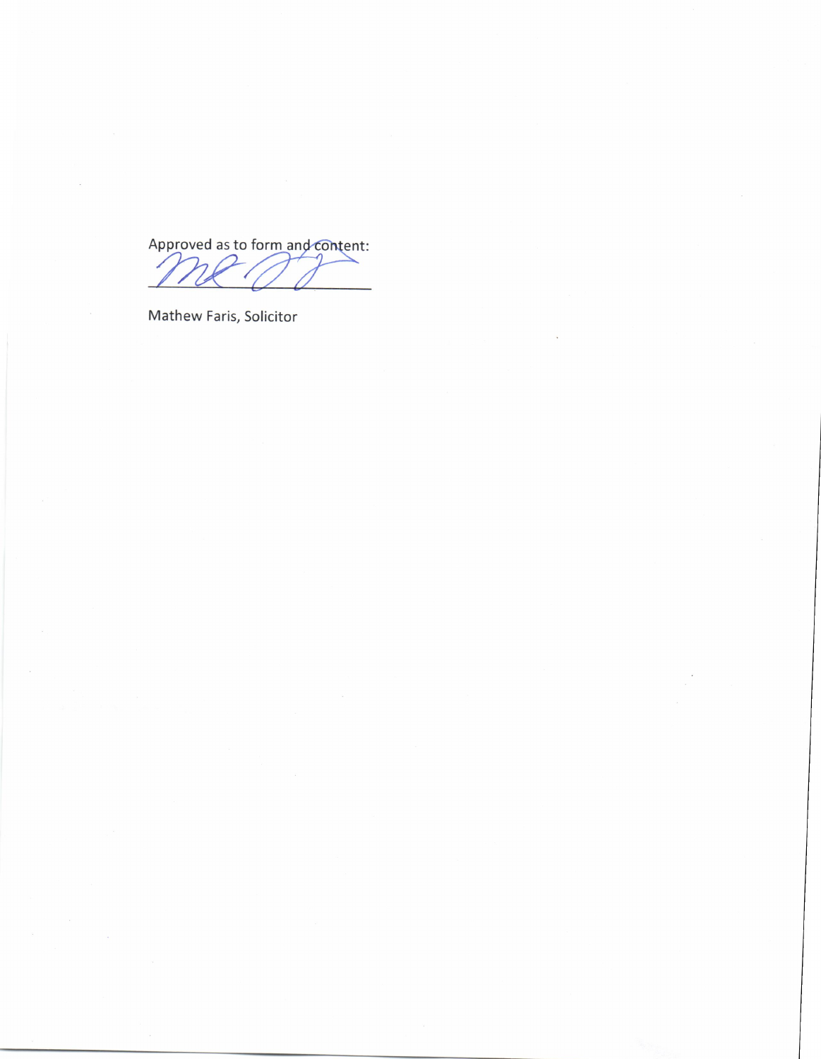Approved as to form and content:

______________________

Mathew Faris, Solicitor